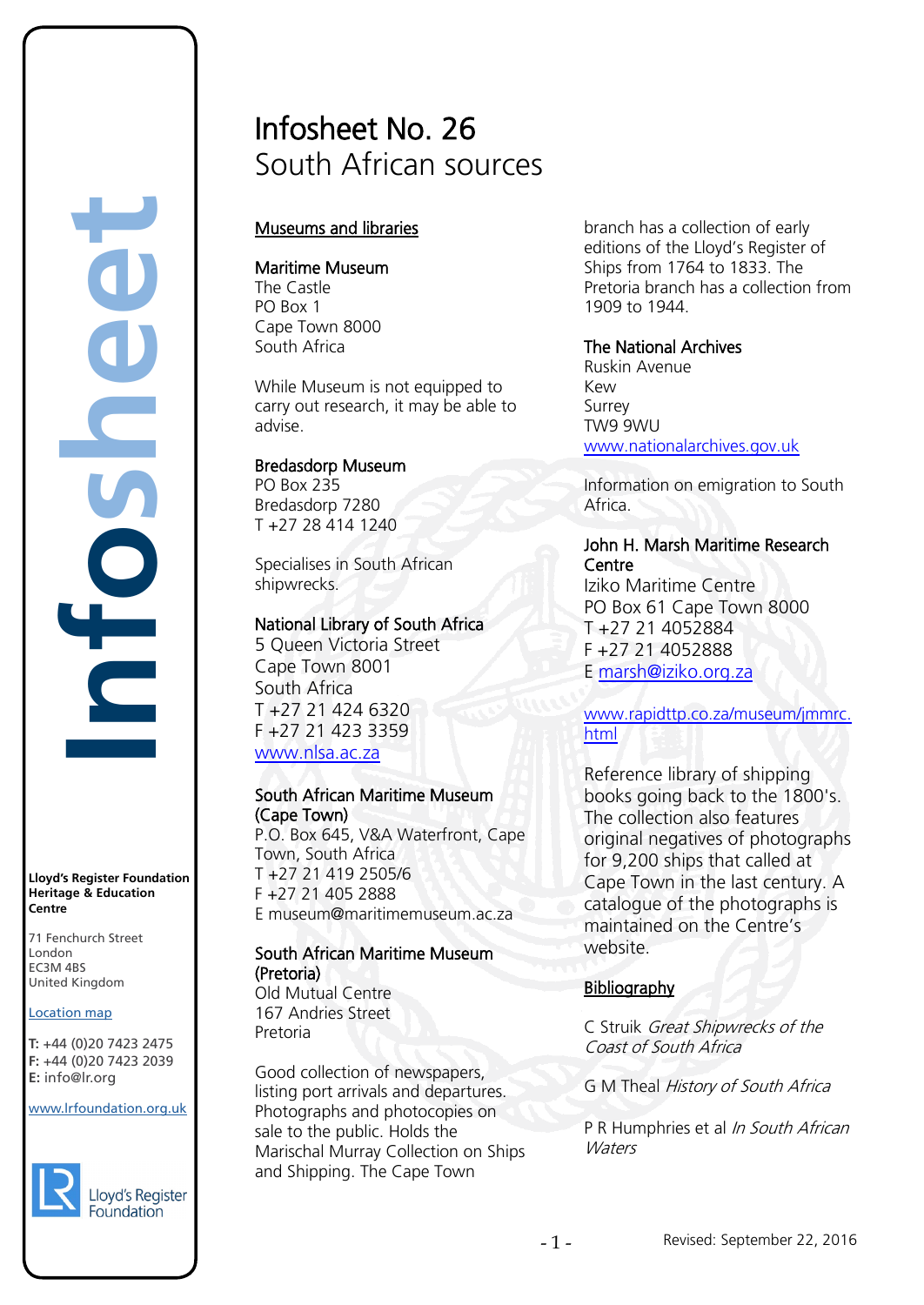# Infosheet No. 26
## South African sources

### Museums and libraries

**Maritime Museum**
The Castle
PO Box 1
Cape Town 8000
South Africa

While Museum is not equipped to carry out research, it may be able to advise.

**Bredasdorp Museum**
PO Box 235
Bredasdorp 7280
T +27 28 414 1240

Specialises in South African shipwrecks.

**National Library of South Africa**
5 Queen Victoria Street
Cape Town 8001
South Africa
T +27 21 424 6320
F +27 21 423 3359
www.nlsa.ac.za

**South African Maritime Museum (Cape Town)**
P.O. Box 645, V&A Waterfront, Cape Town, South Africa
T +27 21 419 2505/6
F +27 21 405 2888
E museum@maritimemuseum.ac.za

**South African Maritime Museum (Pretoria)**
Old Mutual Centre
167 Andries Street
Pretoria

Good collection of newspapers, listing port arrivals and departures. Photographs and photocopies on sale to the public. Holds the Marischal Murray Collection on Ships and Shipping. The Cape Town branch has a collection of early editions of the Lloyd's Register of Ships from 1764 to 1833. The Pretoria branch has a collection from 1909 to 1944.

**The National Archives**
Ruskin Avenue
Kew
Surrey
TW9 9WU
www.nationalarchives.gov.uk

Information on emigration to South Africa.

**John H. Marsh Maritime Research Centre**
Iziko Maritime Centre
PO Box 61 Cape Town 8000
T +27 21 4052884
F +27 21 4052888
E marsh@iziko.org.za

www.rapidttp.co.za/museum/jmmrc.html

Reference library of shipping books going back to the 1800's. The collection also features original negatives of photographs for 9,200 ships that called at Cape Town in the last century. A catalogue of the photographs is maintained on the Centre's website.

### Bibliography

C Struik *Great Shipwrecks of the Coast of South Africa*

G M Theal *History of South Africa*

P R Humphries et al *In South African Waters*

**Lloyd's Register Foundation Heritage & Education Centre**

71 Fenchurch Street
London
EC3M 4BS
United Kingdom

Location map

**T:** +44 (0)20 7423 2475
**F:** +44 (0)20 7423 2039
**E:** info@lr.org

www.lrfoundation.org.uk

Revised: September 22, 2016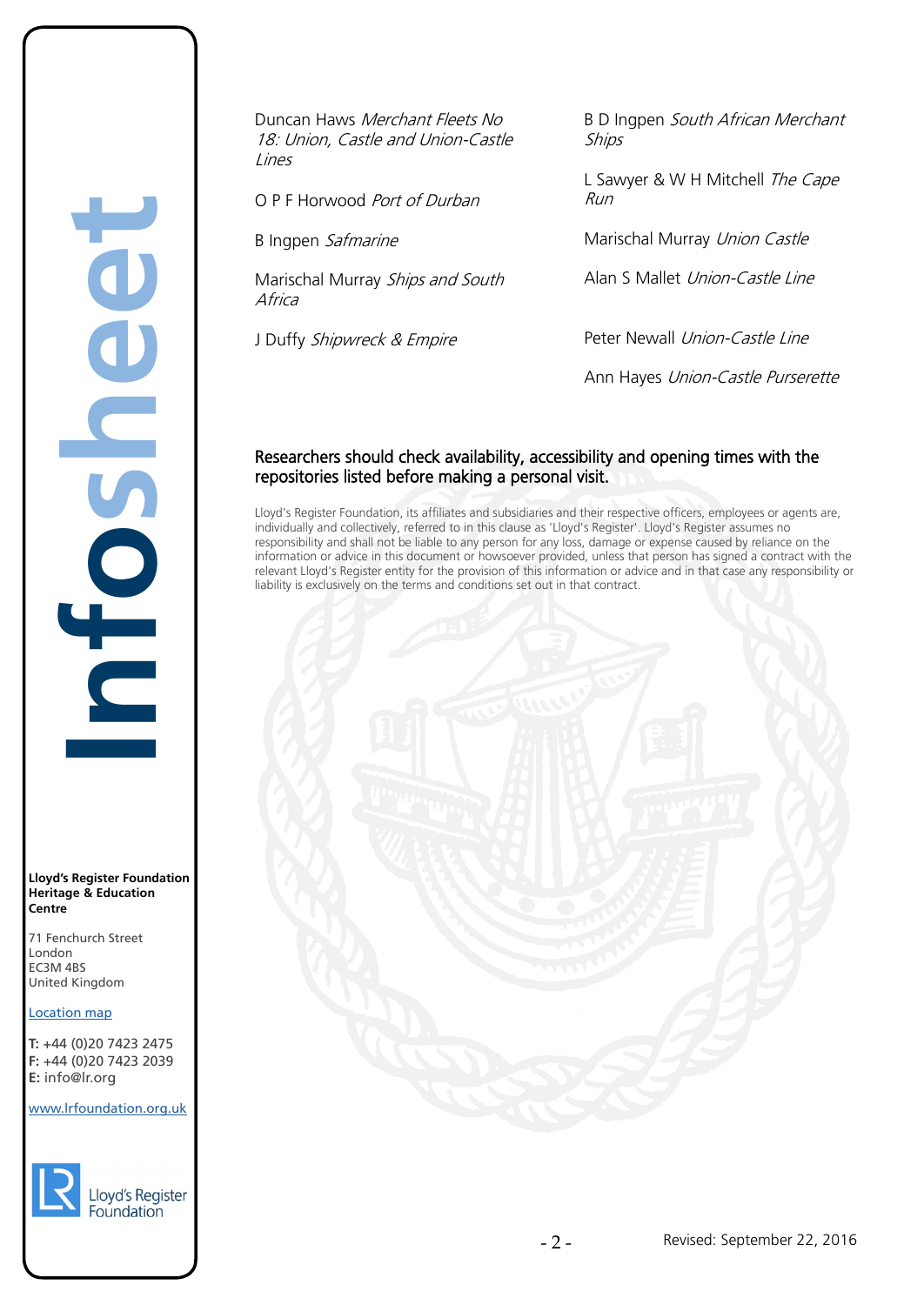Duncan Haws *Merchant Fleets No 18: Union, Castle and Union-Castle Lines*

O P F Horwood *Port of Durban*

B Ingpen *Safmarine*

Marischal Murray *Ships and South Africa*

J Duffy *Shipwreck & Empire*

B D Ingpen *South African Merchant Ships*

L Sawyer & W H Mitchell *The Cape Run*

Marischal Murray *Union Castle*

Alan S Mallet *Union-Castle Line*

Peter Newall *Union-Castle Line*

Ann Hayes *Union-Castle Purserette*

Researchers should check availability, accessibility and opening times with the repositories listed before making a personal visit.

Lloyd's Register Foundation, its affiliates and subsidiaries and their respective officers, employees or agents are, individually and collectively, referred to in this clause as 'Lloyd's Register'. Lloyd's Register assumes no responsibility and shall not be liable to any person for any loss, damage or expense caused by reliance on the information or advice in this document or howsoever provided, unless that person has signed a contract with the relevant Lloyd's Register entity for the provision of this information or advice and in that case any responsibility or liability is exclusively on the terms and conditions set out in that contract.

Revised: September 22, 2016

Infosheet

**Lloyd's Register Foundation Heritage & Education Centre**

71 Fenchurch Street
London
EC3M 4BS
United Kingdom

Location map

**T:** +44 (0)20 7423 2475
**F:** +44 (0)20 7423 2039
**E:** info@lr.org

www.lrfoundation.org.uk

Lloyd's Register Foundation